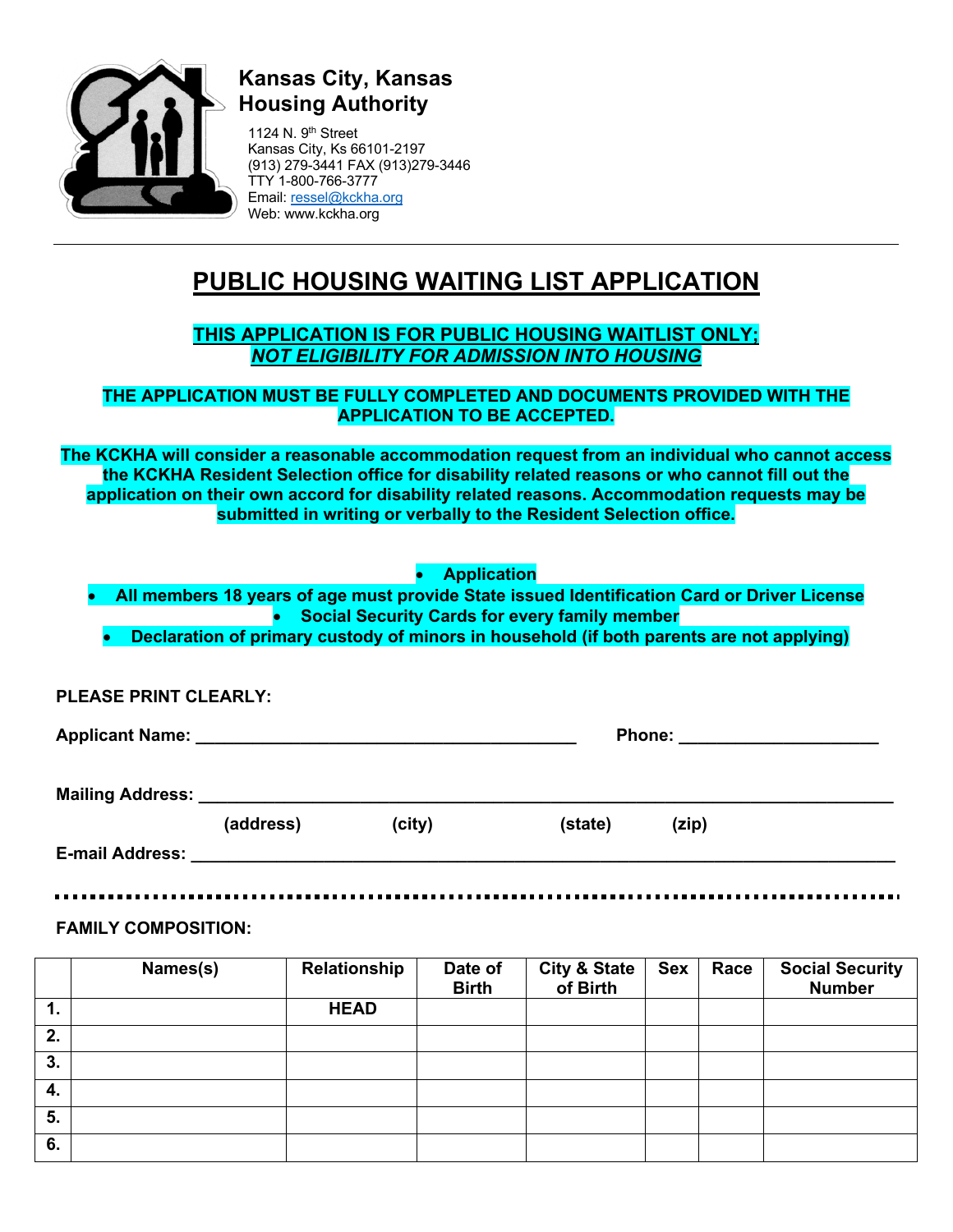**Kansas City, Kansas**
**Housing Authority**

1124 N. 9th Street
Kansas City, Ks 66101-2197
(913) 279-3441 FAX (913)279-3446
TTY 1-800-766-3777
Email: ressel@kckha.org
Web: www.kckha.org

---

# PUBLIC HOUSING WAITING LIST APPLICATION

**THIS APPLICATION IS FOR PUBLIC HOUSING WAITLIST ONLY;**
***NOT ELIGIBILITY FOR ADMISSION INTO HOUSING***

**THE APPLICATION MUST BE FULLY COMPLETED AND DOCUMENTS PROVIDED WITH THE APPLICATION TO BE ACCEPTED.**

**The KCKHA will consider a reasonable accommodation request from an individual who cannot access the KCKHA Resident Selection office for disability related reasons or who cannot fill out the application on their own accord for disability related reasons. Accommodation requests may be submitted in writing or verbally to the Resident Selection office.**

- **Application**
- **All members 18 years of age must provide State issued Identification Card or Driver License**
- **Social Security Cards for every family member**
- **Declaration of primary custody of minors in household (if both parents are not applying)**

**PLEASE PRINT CLEARLY:**

**Applicant Name:** ________________________________________ **Phone:** ____________________

**Mailing Address:** ______________________________________________________________________

(address) (city) (state) (zip)

**E-mail Address:** _______________________________________________________________________

**FAMILY COMPOSITION:**

| | Names(s) | Relationship | Date of Birth | City & State of Birth | Sex | Race | Social Security Number |
|---|---|---|---|---|---|---|---|
| 1. | | HEAD | | | | | |
| 2. | | | | | | | |
| 3. | | | | | | | |
| 4. | | | | | | | |
| 5. | | | | | | | |
| 6. | | | | | | | |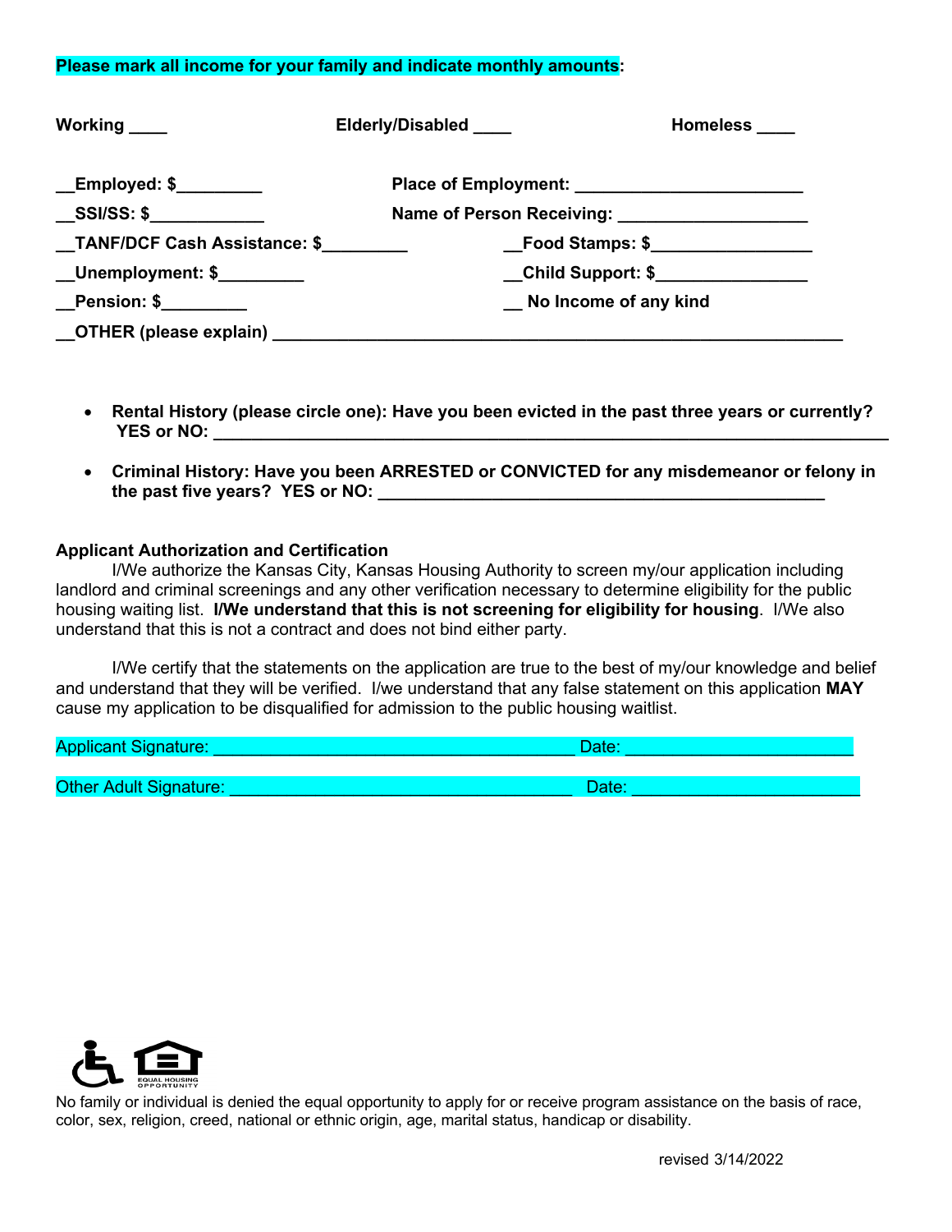**Please mark all income for your family and indicate monthly amounts:**

**Working ____** **Elderly/Disabled ____** **Homeless ____**

**__Employed: $_________** **Place of Employment: ______________________**

**__SSI/SS: $____________** **Name of Person Receiving: ___________________**

**__TANF/DCF Cash Assistance: $_________** **__Food Stamps: $________________**

**__Unemployment: $_________** **__Child Support: $_______________**

**__Pension: $_________** **__ No Income of any kind**

**__OTHER (please explain) ___________________________________________________________**

- **Rental History (please circle one): Have you been evicted in the past three years or currently? YES or NO: ______________________________________________________________________**
- **Criminal History: Have you been ARRESTED or CONVICTED for any misdemeanor or felony in the past five years? YES or NO: _______________________________________________**

**Applicant Authorization and Certification**

I/We authorize the Kansas City, Kansas Housing Authority to screen my/our application including landlord and criminal screenings and any other verification necessary to determine eligibility for the public housing waiting list. **I/We understand that this is not screening for eligibility for housing**. I/We also understand that this is not a contract and does not bind either party.

I/We certify that the statements on the application are true to the best of my/our knowledge and belief and understand that they will be verified. I/we understand that any false statement on this application **MAY** cause my application to be disqualified for admission to the public housing waitlist.

Applicant Signature: ______________________________________ Date: _______________________

Other Adult Signature: ____________________________________ Date: _______________________

EQUAL HOUSING OPPORTUNITY

No family or individual is denied the equal opportunity to apply for or receive program assistance on the basis of race, color, sex, religion, creed, national or ethnic origin, age, marital status, handicap or disability.

revised 3/14/2022